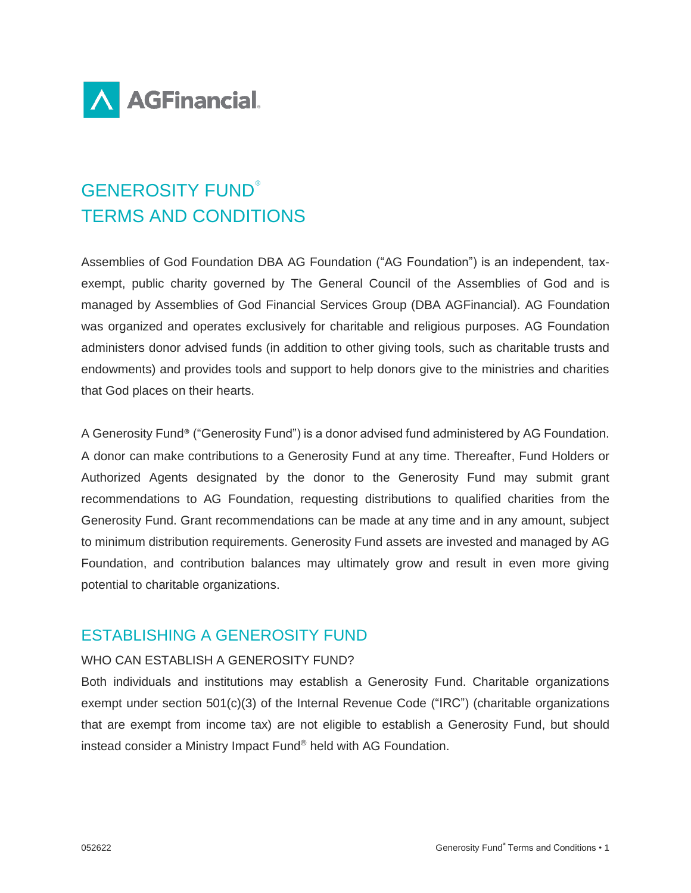AGFinancial

# GENEROSITY FUND®
# TERMS AND CONDITIONS

Assemblies of God Foundation DBA AG Foundation ("AG Foundation") is an independent, tax-exempt, public charity governed by The General Council of the Assemblies of God and is managed by Assemblies of God Financial Services Group (DBA AGFinancial). AG Foundation was organized and operates exclusively for charitable and religious purposes. AG Foundation administers donor advised funds (in addition to other giving tools, such as charitable trusts and endowments) and provides tools and support to help donors give to the ministries and charities that God places on their hearts.

A Generosity Fund® ("Generosity Fund") is a donor advised fund administered by AG Foundation. A donor can make contributions to a Generosity Fund at any time. Thereafter, Fund Holders or Authorized Agents designated by the donor to the Generosity Fund may submit grant recommendations to AG Foundation, requesting distributions to qualified charities from the Generosity Fund. Grant recommendations can be made at any time and in any amount, subject to minimum distribution requirements. Generosity Fund assets are invested and managed by AG Foundation, and contribution balances may ultimately grow and result in even more giving potential to charitable organizations.

## ESTABLISHING A GENEROSITY FUND

### WHO CAN ESTABLISH A GENEROSITY FUND?

Both individuals and institutions may establish a Generosity Fund. Charitable organizations exempt under section 501(c)(3) of the Internal Revenue Code ("IRC") (charitable organizations that are exempt from income tax) are not eligible to establish a Generosity Fund, but should instead consider a Ministry Impact Fund® held with AG Foundation.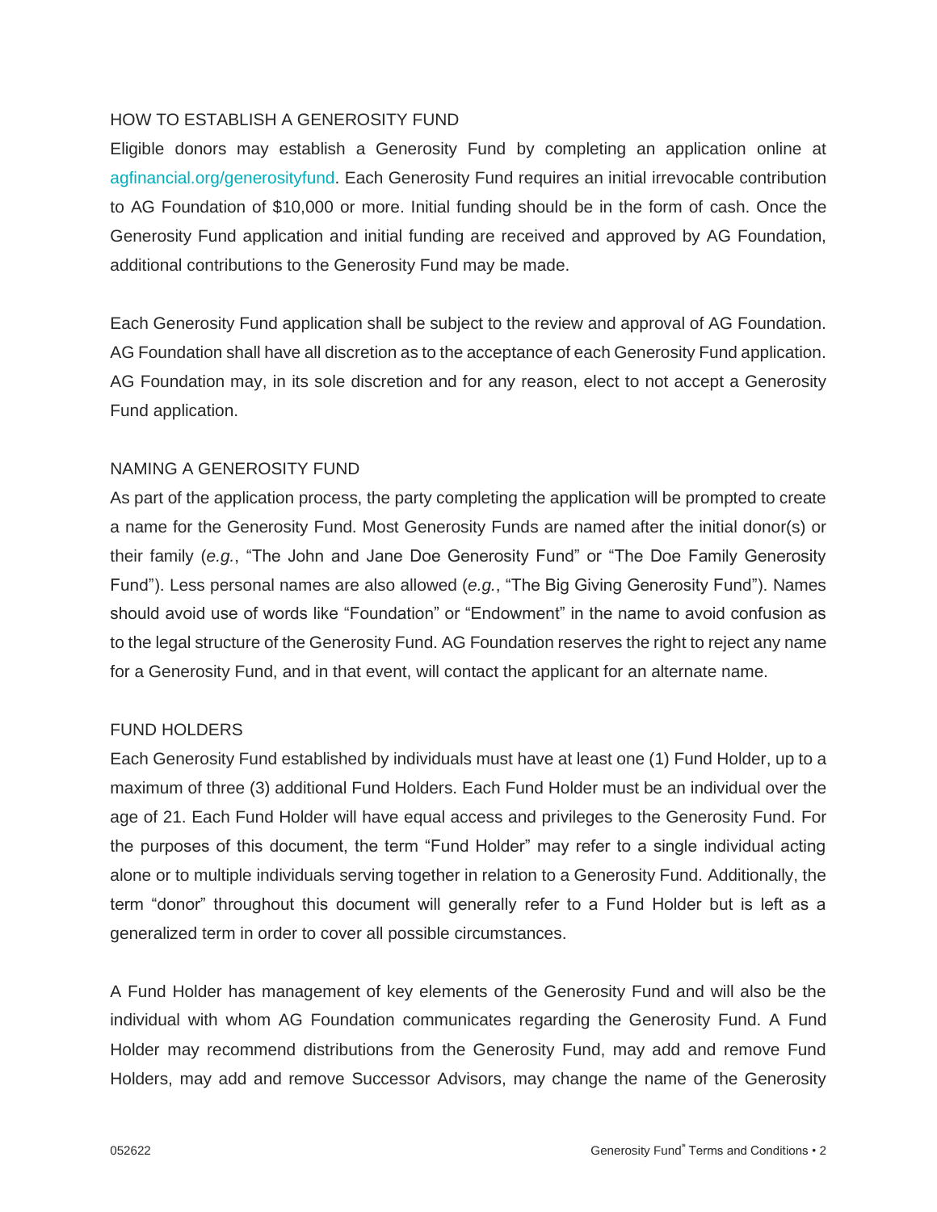## HOW TO ESTABLISH A GENEROSITY FUND

Eligible donors may establish a Generosity Fund by completing an application online at agfinancial.org/generosityfund. Each Generosity Fund requires an initial irrevocable contribution to AG Foundation of $10,000 or more. Initial funding should be in the form of cash. Once the Generosity Fund application and initial funding are received and approved by AG Foundation, additional contributions to the Generosity Fund may be made.

Each Generosity Fund application shall be subject to the review and approval of AG Foundation. AG Foundation shall have all discretion as to the acceptance of each Generosity Fund application. AG Foundation may, in its sole discretion and for any reason, elect to not accept a Generosity Fund application.

## NAMING A GENEROSITY FUND

As part of the application process, the party completing the application will be prompted to create a name for the Generosity Fund. Most Generosity Funds are named after the initial donor(s) or their family (*e.g.*, "The John and Jane Doe Generosity Fund" or "The Doe Family Generosity Fund"). Less personal names are also allowed (*e.g.*, "The Big Giving Generosity Fund"). Names should avoid use of words like "Foundation" or "Endowment" in the name to avoid confusion as to the legal structure of the Generosity Fund. AG Foundation reserves the right to reject any name for a Generosity Fund, and in that event, will contact the applicant for an alternate name.

## FUND HOLDERS

Each Generosity Fund established by individuals must have at least one (1) Fund Holder, up to a maximum of three (3) additional Fund Holders. Each Fund Holder must be an individual over the age of 21. Each Fund Holder will have equal access and privileges to the Generosity Fund. For the purposes of this document, the term "Fund Holder" may refer to a single individual acting alone or to multiple individuals serving together in relation to a Generosity Fund. Additionally, the term "donor" throughout this document will generally refer to a Fund Holder but is left as a generalized term in order to cover all possible circumstances.

A Fund Holder has management of key elements of the Generosity Fund and will also be the individual with whom AG Foundation communicates regarding the Generosity Fund. A Fund Holder may recommend distributions from the Generosity Fund, may add and remove Fund Holders, may add and remove Successor Advisors, may change the name of the Generosity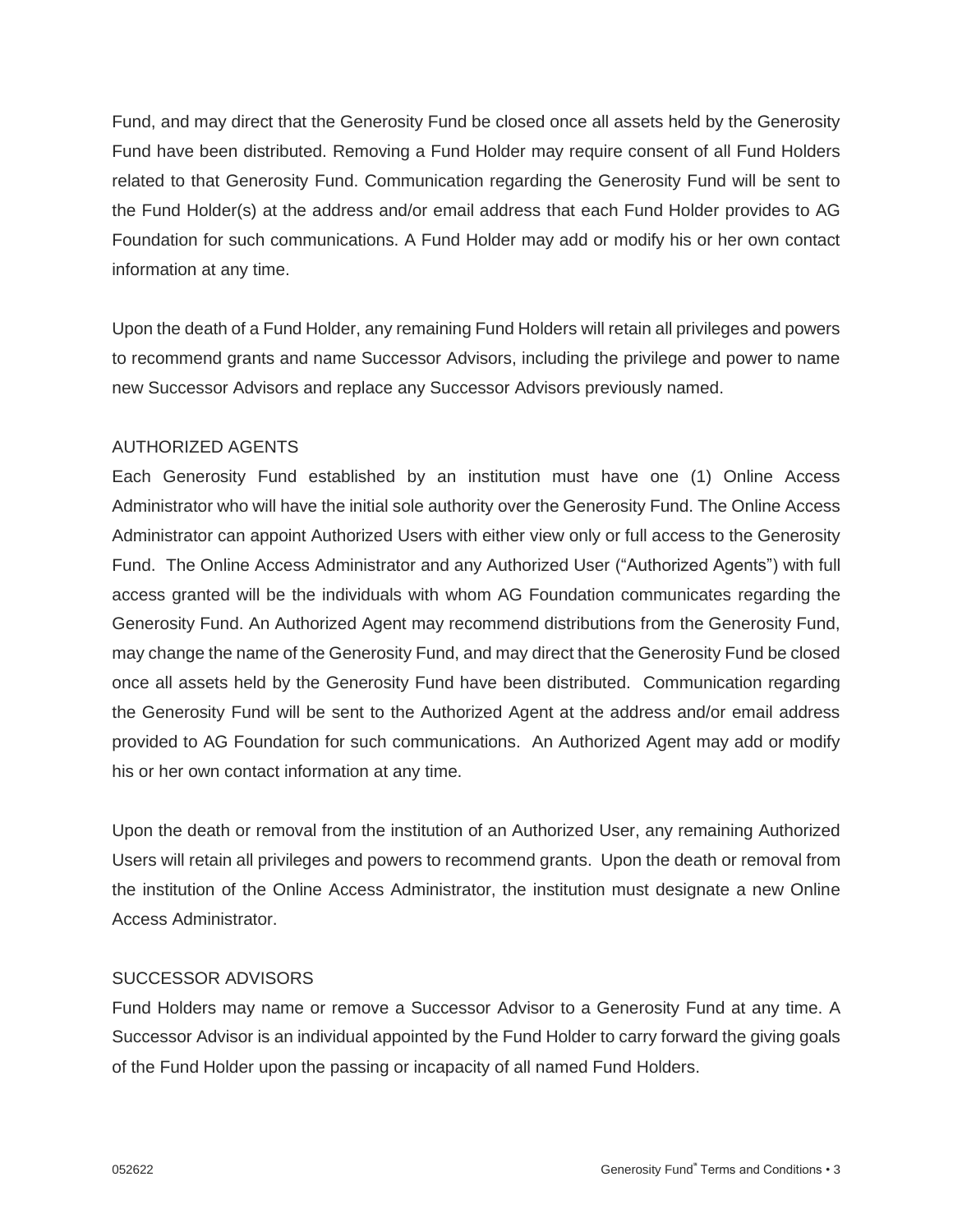Fund, and may direct that the Generosity Fund be closed once all assets held by the Generosity Fund have been distributed. Removing a Fund Holder may require consent of all Fund Holders related to that Generosity Fund. Communication regarding the Generosity Fund will be sent to the Fund Holder(s) at the address and/or email address that each Fund Holder provides to AG Foundation for such communications. A Fund Holder may add or modify his or her own contact information at any time.

Upon the death of a Fund Holder, any remaining Fund Holders will retain all privileges and powers to recommend grants and name Successor Advisors, including the privilege and power to name new Successor Advisors and replace any Successor Advisors previously named.

## AUTHORIZED AGENTS

Each Generosity Fund established by an institution must have one (1) Online Access Administrator who will have the initial sole authority over the Generosity Fund. The Online Access Administrator can appoint Authorized Users with either view only or full access to the Generosity Fund. The Online Access Administrator and any Authorized User ("Authorized Agents") with full access granted will be the individuals with whom AG Foundation communicates regarding the Generosity Fund. An Authorized Agent may recommend distributions from the Generosity Fund, may change the name of the Generosity Fund, and may direct that the Generosity Fund be closed once all assets held by the Generosity Fund have been distributed. Communication regarding the Generosity Fund will be sent to the Authorized Agent at the address and/or email address provided to AG Foundation for such communications. An Authorized Agent may add or modify his or her own contact information at any time.

Upon the death or removal from the institution of an Authorized User, any remaining Authorized Users will retain all privileges and powers to recommend grants. Upon the death or removal from the institution of the Online Access Administrator, the institution must designate a new Online Access Administrator.

## SUCCESSOR ADVISORS

Fund Holders may name or remove a Successor Advisor to a Generosity Fund at any time. A Successor Advisor is an individual appointed by the Fund Holder to carry forward the giving goals of the Fund Holder upon the passing or incapacity of all named Fund Holders.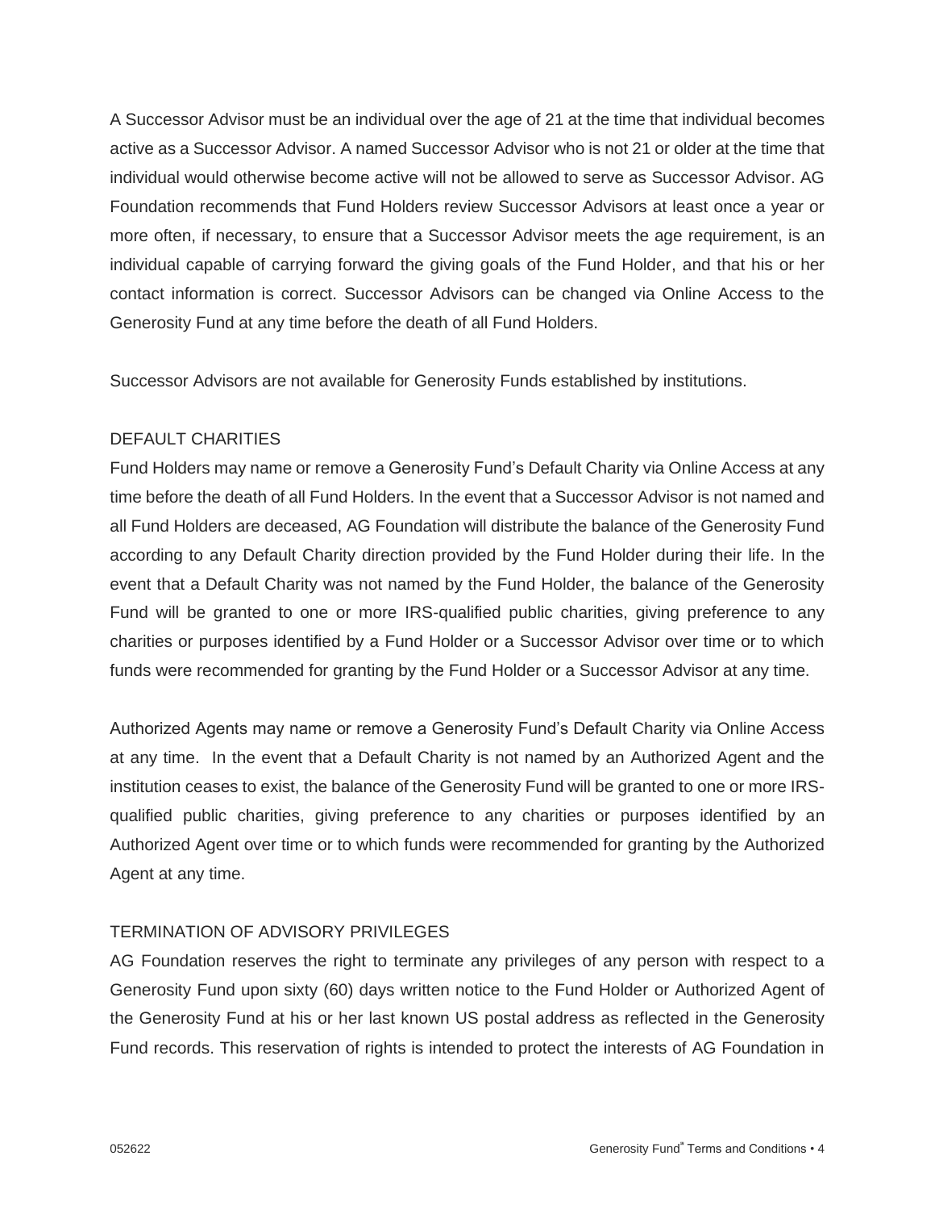A Successor Advisor must be an individual over the age of 21 at the time that individual becomes active as a Successor Advisor. A named Successor Advisor who is not 21 or older at the time that individual would otherwise become active will not be allowed to serve as Successor Advisor. AG Foundation recommends that Fund Holders review Successor Advisors at least once a year or more often, if necessary, to ensure that a Successor Advisor meets the age requirement, is an individual capable of carrying forward the giving goals of the Fund Holder, and that his or her contact information is correct. Successor Advisors can be changed via Online Access to the Generosity Fund at any time before the death of all Fund Holders.

Successor Advisors are not available for Generosity Funds established by institutions.

## DEFAULT CHARITIES

Fund Holders may name or remove a Generosity Fund's Default Charity via Online Access at any time before the death of all Fund Holders. In the event that a Successor Advisor is not named and all Fund Holders are deceased, AG Foundation will distribute the balance of the Generosity Fund according to any Default Charity direction provided by the Fund Holder during their life. In the event that a Default Charity was not named by the Fund Holder, the balance of the Generosity Fund will be granted to one or more IRS-qualified public charities, giving preference to any charities or purposes identified by a Fund Holder or a Successor Advisor over time or to which funds were recommended for granting by the Fund Holder or a Successor Advisor at any time.

Authorized Agents may name or remove a Generosity Fund's Default Charity via Online Access at any time. In the event that a Default Charity is not named by an Authorized Agent and the institution ceases to exist, the balance of the Generosity Fund will be granted to one or more IRS-qualified public charities, giving preference to any charities or purposes identified by an Authorized Agent over time or to which funds were recommended for granting by the Authorized Agent at any time.

## TERMINATION OF ADVISORY PRIVILEGES

AG Foundation reserves the right to terminate any privileges of any person with respect to a Generosity Fund upon sixty (60) days written notice to the Fund Holder or Authorized Agent of the Generosity Fund at his or her last known US postal address as reflected in the Generosity Fund records. This reservation of rights is intended to protect the interests of AG Foundation in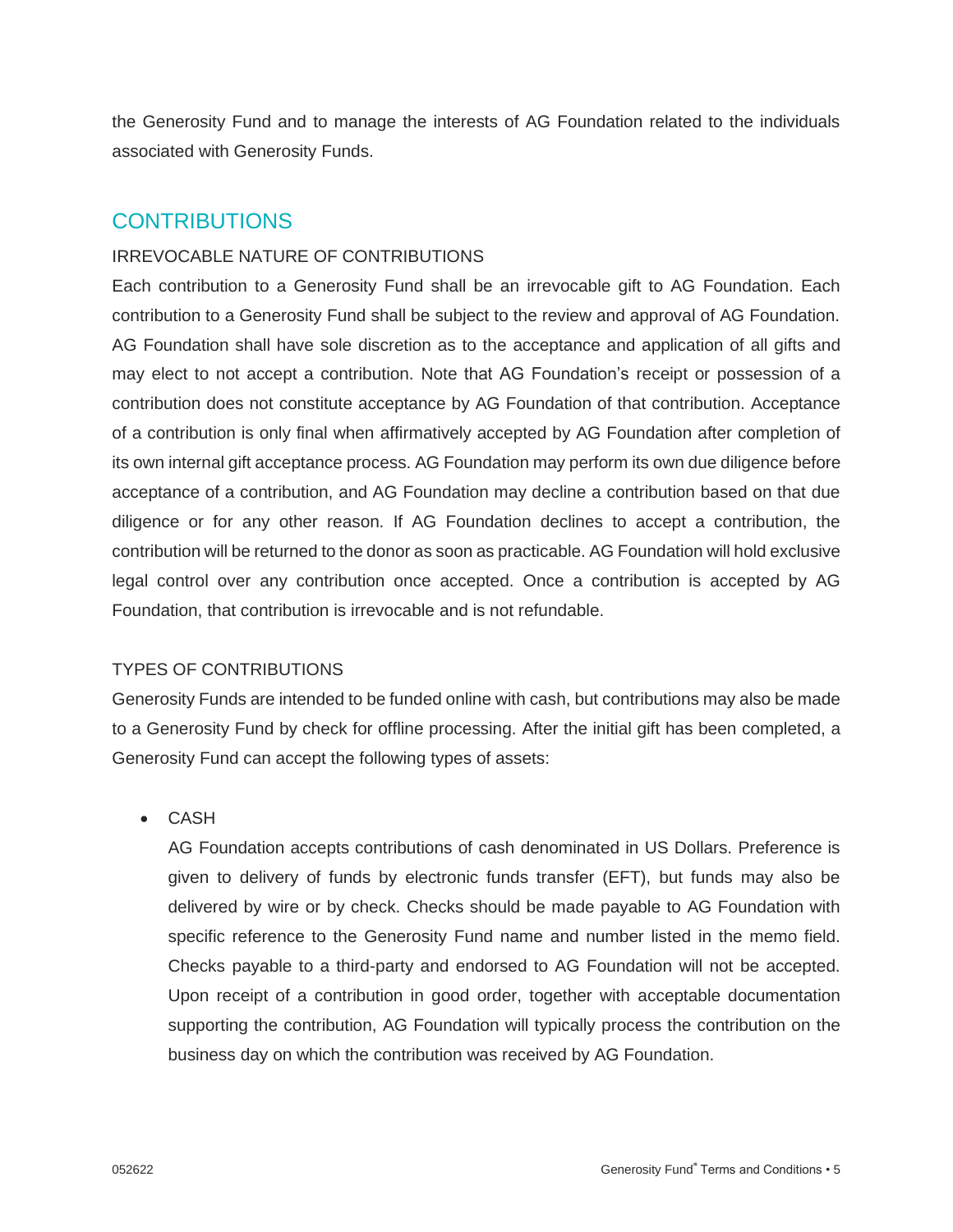the Generosity Fund and to manage the interests of AG Foundation related to the individuals associated with Generosity Funds.

## CONTRIBUTIONS

### IRREVOCABLE NATURE OF CONTRIBUTIONS

Each contribution to a Generosity Fund shall be an irrevocable gift to AG Foundation. Each contribution to a Generosity Fund shall be subject to the review and approval of AG Foundation. AG Foundation shall have sole discretion as to the acceptance and application of all gifts and may elect to not accept a contribution. Note that AG Foundation's receipt or possession of a contribution does not constitute acceptance by AG Foundation of that contribution. Acceptance of a contribution is only final when affirmatively accepted by AG Foundation after completion of its own internal gift acceptance process. AG Foundation may perform its own due diligence before acceptance of a contribution, and AG Foundation may decline a contribution based on that due diligence or for any other reason. If AG Foundation declines to accept a contribution, the contribution will be returned to the donor as soon as practicable. AG Foundation will hold exclusive legal control over any contribution once accepted. Once a contribution is accepted by AG Foundation, that contribution is irrevocable and is not refundable.

### TYPES OF CONTRIBUTIONS

Generosity Funds are intended to be funded online with cash, but contributions may also be made to a Generosity Fund by check for offline processing. After the initial gift has been completed, a Generosity Fund can accept the following types of assets:

- CASH

  AG Foundation accepts contributions of cash denominated in US Dollars. Preference is given to delivery of funds by electronic funds transfer (EFT), but funds may also be delivered by wire or by check. Checks should be made payable to AG Foundation with specific reference to the Generosity Fund name and number listed in the memo field. Checks payable to a third-party and endorsed to AG Foundation will not be accepted. Upon receipt of a contribution in good order, together with acceptable documentation supporting the contribution, AG Foundation will typically process the contribution on the business day on which the contribution was received by AG Foundation.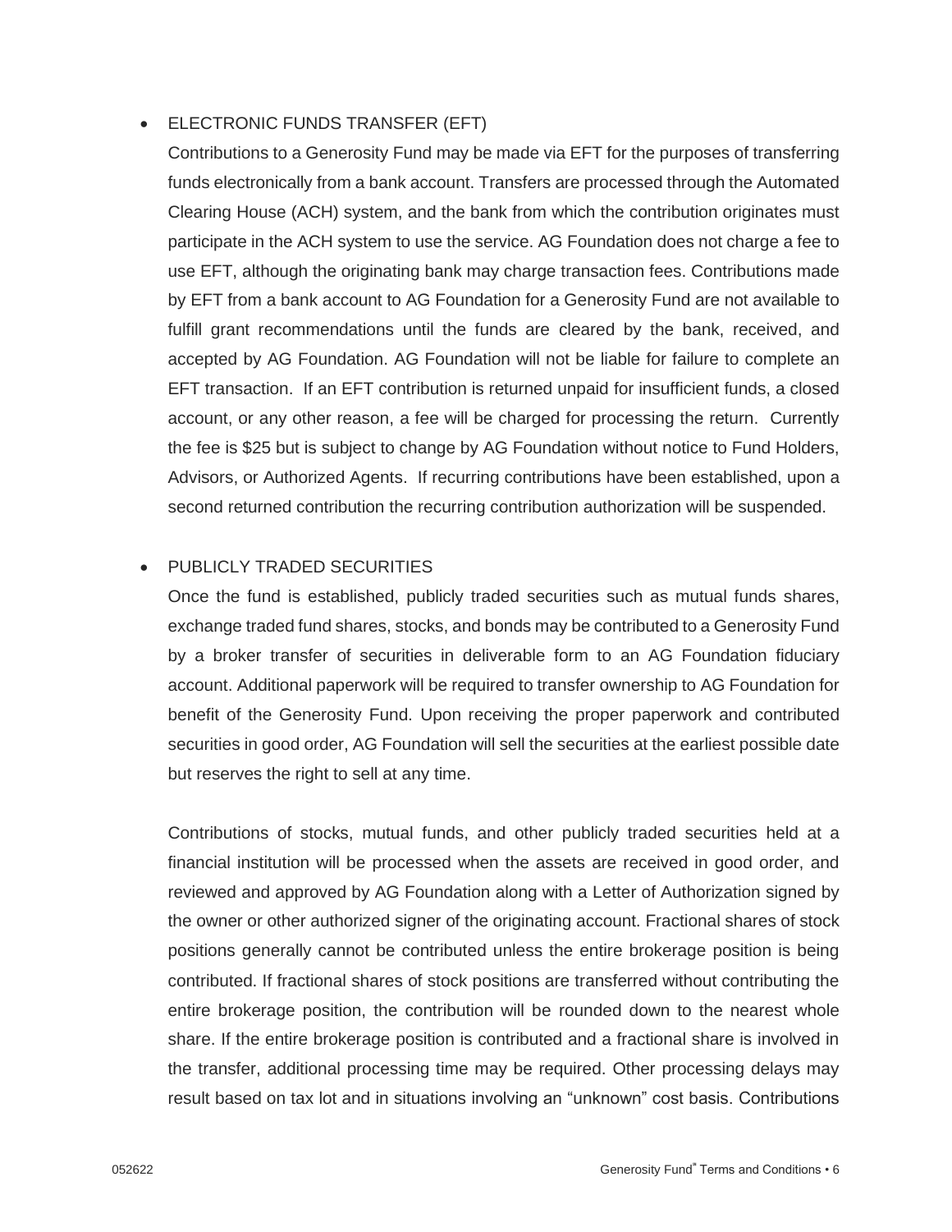- ELECTRONIC FUNDS TRANSFER (EFT)

  Contributions to a Generosity Fund may be made via EFT for the purposes of transferring funds electronically from a bank account. Transfers are processed through the Automated Clearing House (ACH) system, and the bank from which the contribution originates must participate in the ACH system to use the service. AG Foundation does not charge a fee to use EFT, although the originating bank may charge transaction fees. Contributions made by EFT from a bank account to AG Foundation for a Generosity Fund are not available to fulfill grant recommendations until the funds are cleared by the bank, received, and accepted by AG Foundation. AG Foundation will not be liable for failure to complete an EFT transaction. If an EFT contribution is returned unpaid for insufficient funds, a closed account, or any other reason, a fee will be charged for processing the return. Currently the fee is $25 but is subject to change by AG Foundation without notice to Fund Holders, Advisors, or Authorized Agents. If recurring contributions have been established, upon a second returned contribution the recurring contribution authorization will be suspended.

- PUBLICLY TRADED SECURITIES

  Once the fund is established, publicly traded securities such as mutual funds shares, exchange traded fund shares, stocks, and bonds may be contributed to a Generosity Fund by a broker transfer of securities in deliverable form to an AG Foundation fiduciary account. Additional paperwork will be required to transfer ownership to AG Foundation for benefit of the Generosity Fund. Upon receiving the proper paperwork and contributed securities in good order, AG Foundation will sell the securities at the earliest possible date but reserves the right to sell at any time.

  Contributions of stocks, mutual funds, and other publicly traded securities held at a financial institution will be processed when the assets are received in good order, and reviewed and approved by AG Foundation along with a Letter of Authorization signed by the owner or other authorized signer of the originating account. Fractional shares of stock positions generally cannot be contributed unless the entire brokerage position is being contributed. If fractional shares of stock positions are transferred without contributing the entire brokerage position, the contribution will be rounded down to the nearest whole share. If the entire brokerage position is contributed and a fractional share is involved in the transfer, additional processing time may be required. Other processing delays may result based on tax lot and in situations involving an "unknown" cost basis. Contributions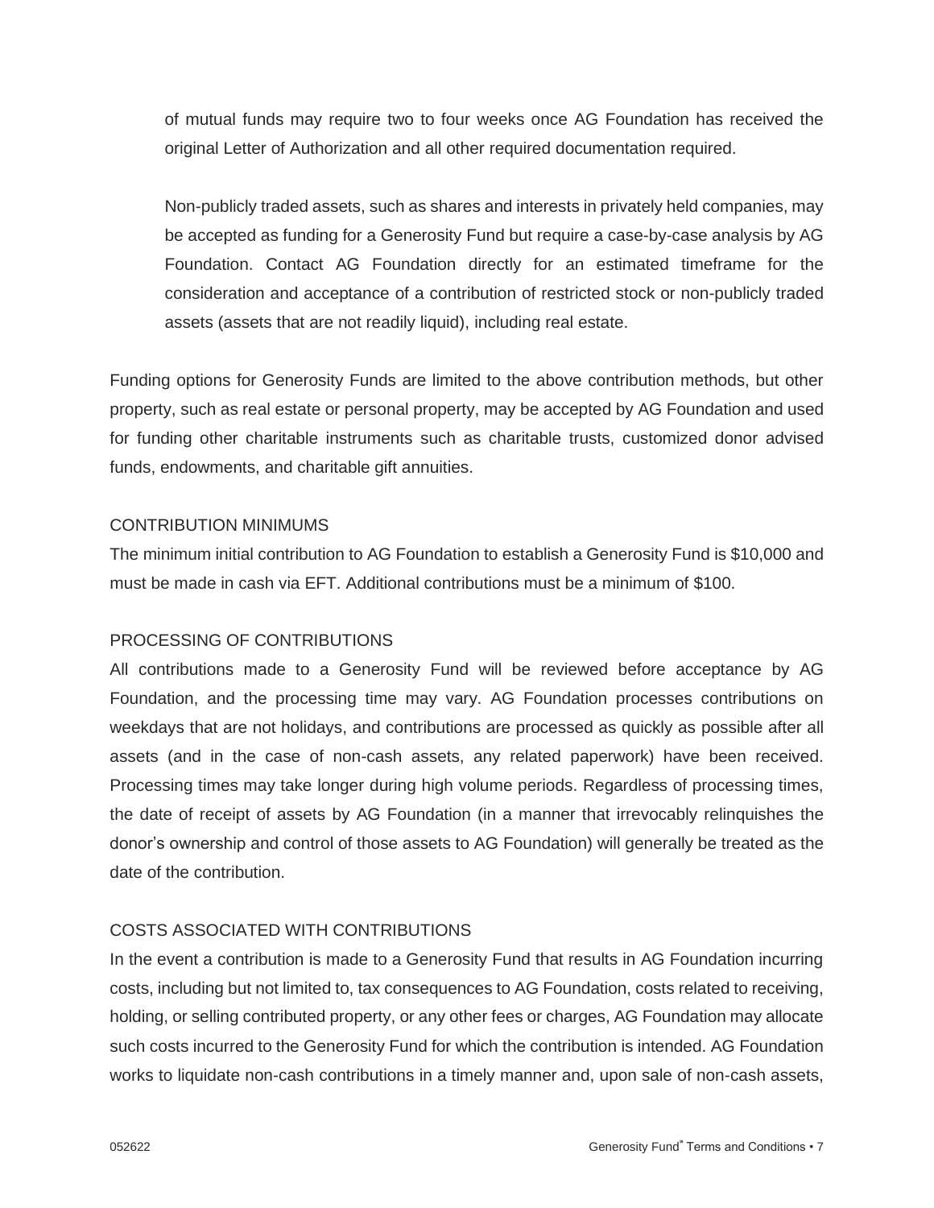of mutual funds may require two to four weeks once AG Foundation has received the original Letter of Authorization and all other required documentation required.

Non-publicly traded assets, such as shares and interests in privately held companies, may be accepted as funding for a Generosity Fund but require a case-by-case analysis by AG Foundation. Contact AG Foundation directly for an estimated timeframe for the consideration and acceptance of a contribution of restricted stock or non-publicly traded assets (assets that are not readily liquid), including real estate.

Funding options for Generosity Funds are limited to the above contribution methods, but other property, such as real estate or personal property, may be accepted by AG Foundation and used for funding other charitable instruments such as charitable trusts, customized donor advised funds, endowments, and charitable gift annuities.

## CONTRIBUTION MINIMUMS

The minimum initial contribution to AG Foundation to establish a Generosity Fund is $10,000 and must be made in cash via EFT. Additional contributions must be a minimum of $100.

## PROCESSING OF CONTRIBUTIONS

All contributions made to a Generosity Fund will be reviewed before acceptance by AG Foundation, and the processing time may vary. AG Foundation processes contributions on weekdays that are not holidays, and contributions are processed as quickly as possible after all assets (and in the case of non-cash assets, any related paperwork) have been received. Processing times may take longer during high volume periods. Regardless of processing times, the date of receipt of assets by AG Foundation (in a manner that irrevocably relinquishes the donor's ownership and control of those assets to AG Foundation) will generally be treated as the date of the contribution.

## COSTS ASSOCIATED WITH CONTRIBUTIONS

In the event a contribution is made to a Generosity Fund that results in AG Foundation incurring costs, including but not limited to, tax consequences to AG Foundation, costs related to receiving, holding, or selling contributed property, or any other fees or charges, AG Foundation may allocate such costs incurred to the Generosity Fund for which the contribution is intended. AG Foundation works to liquidate non-cash contributions in a timely manner and, upon sale of non-cash assets,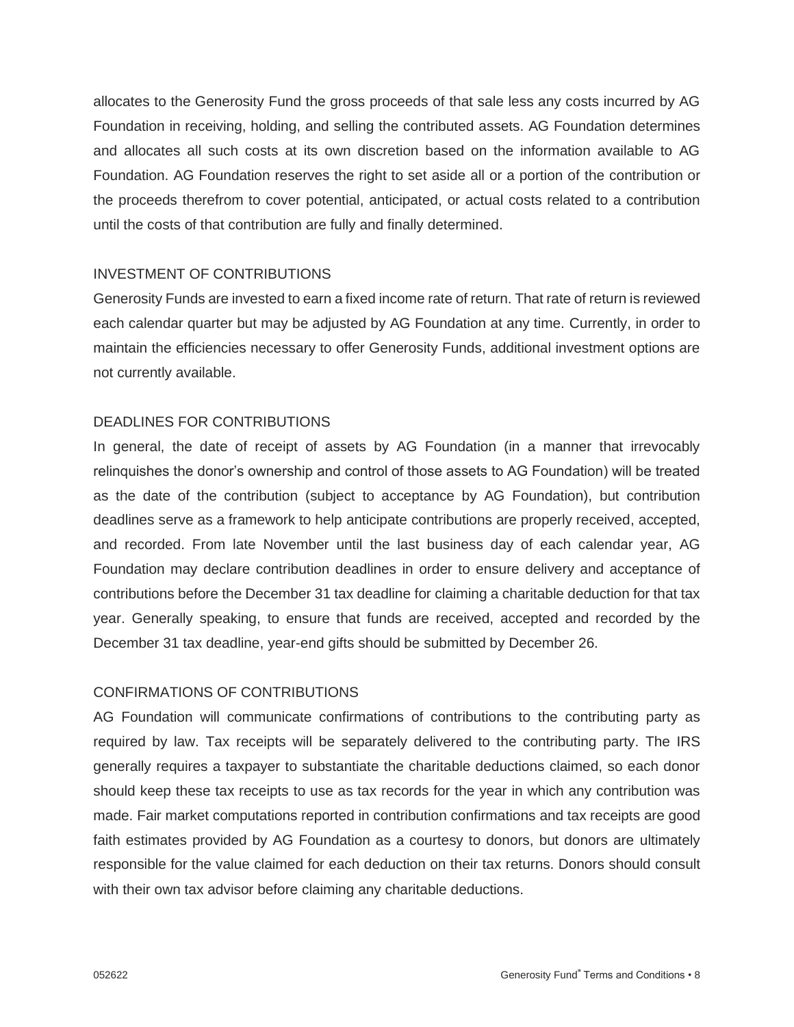allocates to the Generosity Fund the gross proceeds of that sale less any costs incurred by AG Foundation in receiving, holding, and selling the contributed assets. AG Foundation determines and allocates all such costs at its own discretion based on the information available to AG Foundation. AG Foundation reserves the right to set aside all or a portion of the contribution or the proceeds therefrom to cover potential, anticipated, or actual costs related to a contribution until the costs of that contribution are fully and finally determined.

## INVESTMENT OF CONTRIBUTIONS

Generosity Funds are invested to earn a fixed income rate of return. That rate of return is reviewed each calendar quarter but may be adjusted by AG Foundation at any time. Currently, in order to maintain the efficiencies necessary to offer Generosity Funds, additional investment options are not currently available.

## DEADLINES FOR CONTRIBUTIONS

In general, the date of receipt of assets by AG Foundation (in a manner that irrevocably relinquishes the donor's ownership and control of those assets to AG Foundation) will be treated as the date of the contribution (subject to acceptance by AG Foundation), but contribution deadlines serve as a framework to help anticipate contributions are properly received, accepted, and recorded. From late November until the last business day of each calendar year, AG Foundation may declare contribution deadlines in order to ensure delivery and acceptance of contributions before the December 31 tax deadline for claiming a charitable deduction for that tax year. Generally speaking, to ensure that funds are received, accepted and recorded by the December 31 tax deadline, year-end gifts should be submitted by December 26.

## CONFIRMATIONS OF CONTRIBUTIONS

AG Foundation will communicate confirmations of contributions to the contributing party as required by law. Tax receipts will be separately delivered to the contributing party. The IRS generally requires a taxpayer to substantiate the charitable deductions claimed, so each donor should keep these tax receipts to use as tax records for the year in which any contribution was made. Fair market computations reported in contribution confirmations and tax receipts are good faith estimates provided by AG Foundation as a courtesy to donors, but donors are ultimately responsible for the value claimed for each deduction on their tax returns. Donors should consult with their own tax advisor before claiming any charitable deductions.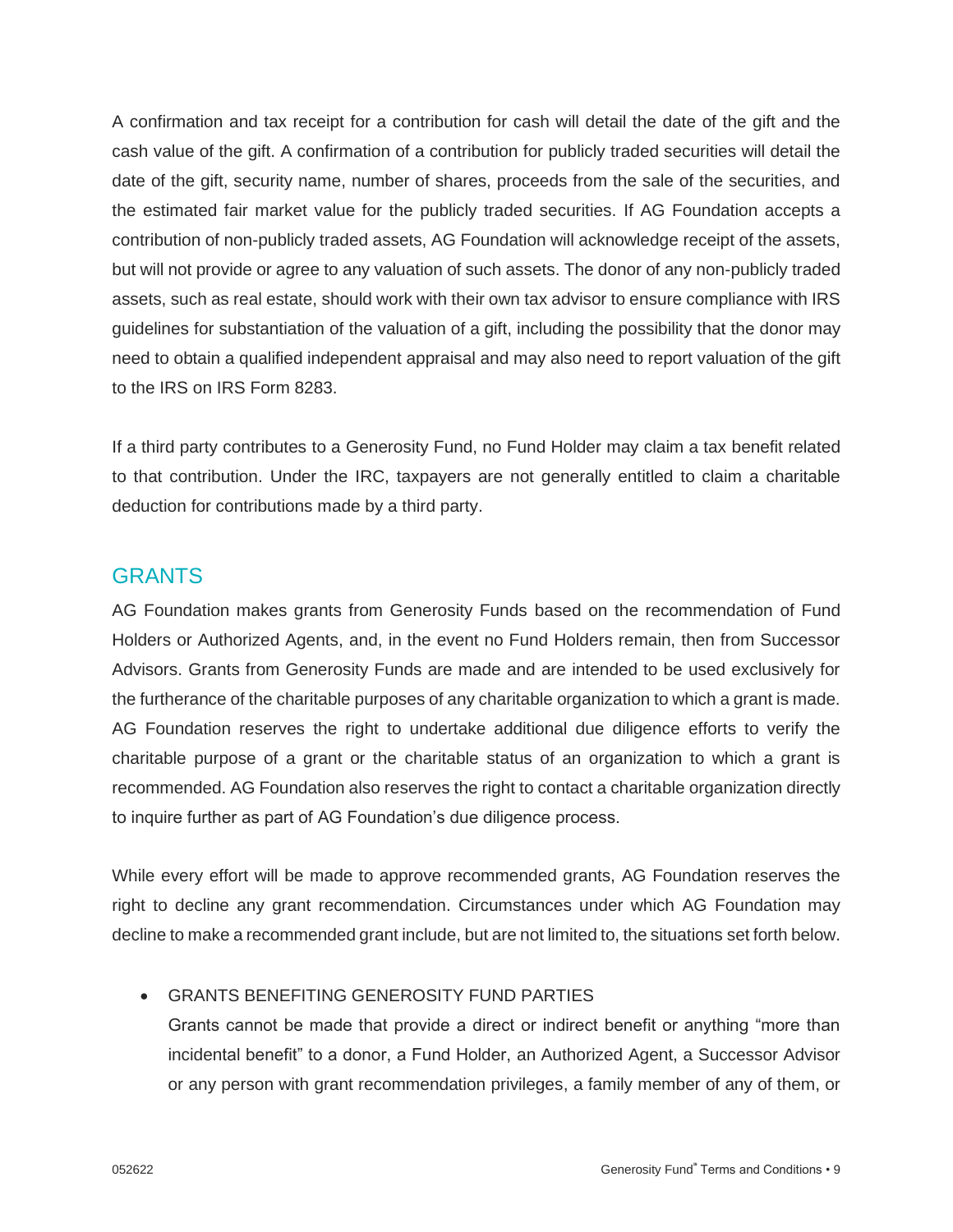A confirmation and tax receipt for a contribution for cash will detail the date of the gift and the cash value of the gift. A confirmation of a contribution for publicly traded securities will detail the date of the gift, security name, number of shares, proceeds from the sale of the securities, and the estimated fair market value for the publicly traded securities. If AG Foundation accepts a contribution of non-publicly traded assets, AG Foundation will acknowledge receipt of the assets, but will not provide or agree to any valuation of such assets. The donor of any non-publicly traded assets, such as real estate, should work with their own tax advisor to ensure compliance with IRS guidelines for substantiation of the valuation of a gift, including the possibility that the donor may need to obtain a qualified independent appraisal and may also need to report valuation of the gift to the IRS on IRS Form 8283.

If a third party contributes to a Generosity Fund, no Fund Holder may claim a tax benefit related to that contribution. Under the IRC, taxpayers are not generally entitled to claim a charitable deduction for contributions made by a third party.

## GRANTS

AG Foundation makes grants from Generosity Funds based on the recommendation of Fund Holders or Authorized Agents, and, in the event no Fund Holders remain, then from Successor Advisors. Grants from Generosity Funds are made and are intended to be used exclusively for the furtherance of the charitable purposes of any charitable organization to which a grant is made. AG Foundation reserves the right to undertake additional due diligence efforts to verify the charitable purpose of a grant or the charitable status of an organization to which a grant is recommended. AG Foundation also reserves the right to contact a charitable organization directly to inquire further as part of AG Foundation's due diligence process.

While every effort will be made to approve recommended grants, AG Foundation reserves the right to decline any grant recommendation. Circumstances under which AG Foundation may decline to make a recommended grant include, but are not limited to, the situations set forth below.

- GRANTS BENEFITING GENEROSITY FUND PARTIES
  Grants cannot be made that provide a direct or indirect benefit or anything "more than incidental benefit" to a donor, a Fund Holder, an Authorized Agent, a Successor Advisor or any person with grant recommendation privileges, a family member of any of them, or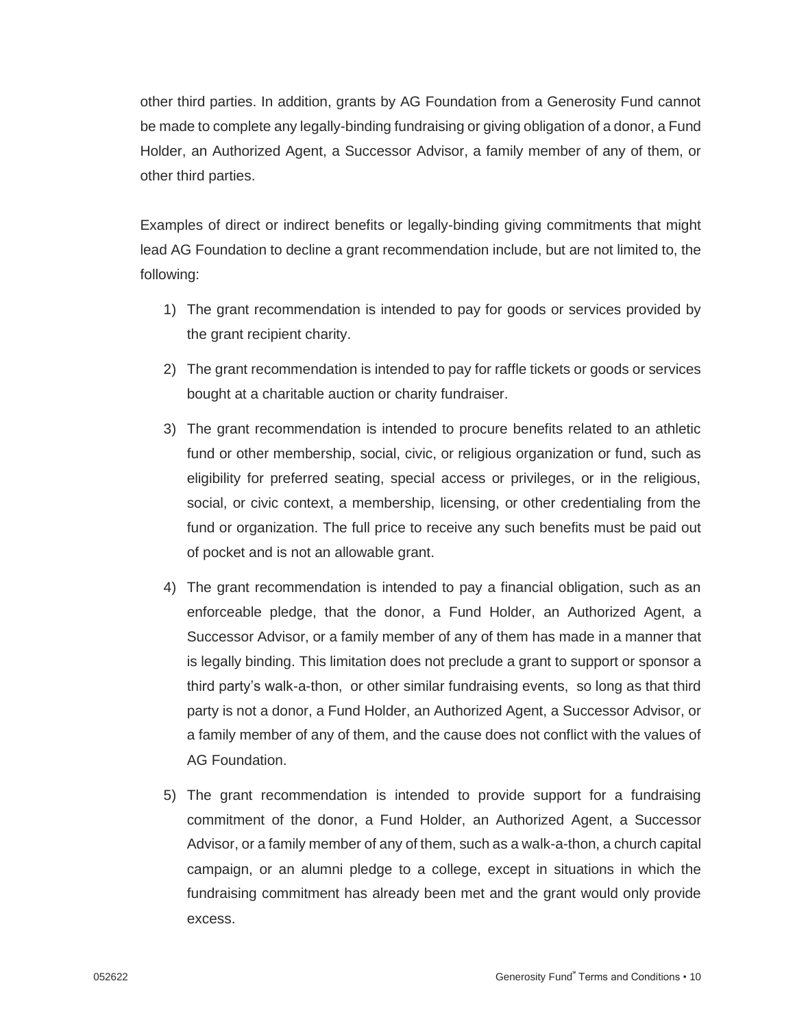other third parties. In addition, grants by AG Foundation from a Generosity Fund cannot be made to complete any legally-binding fundraising or giving obligation of a donor, a Fund Holder, an Authorized Agent, a Successor Advisor, a family member of any of them, or other third parties.

Examples of direct or indirect benefits or legally-binding giving commitments that might lead AG Foundation to decline a grant recommendation include, but are not limited to, the following:

1) The grant recommendation is intended to pay for goods or services provided by the grant recipient charity.
2) The grant recommendation is intended to pay for raffle tickets or goods or services bought at a charitable auction or charity fundraiser.
3) The grant recommendation is intended to procure benefits related to an athletic fund or other membership, social, civic, or religious organization or fund, such as eligibility for preferred seating, special access or privileges, or in the religious, social, or civic context, a membership, licensing, or other credentialing from the fund or organization. The full price to receive any such benefits must be paid out of pocket and is not an allowable grant.
4) The grant recommendation is intended to pay a financial obligation, such as an enforceable pledge, that the donor, a Fund Holder, an Authorized Agent, a Successor Advisor, or a family member of any of them has made in a manner that is legally binding. This limitation does not preclude a grant to support or sponsor a third party's walk-a-thon, or other similar fundraising events, so long as that third party is not a donor, a Fund Holder, an Authorized Agent, a Successor Advisor, or a family member of any of them, and the cause does not conflict with the values of AG Foundation.
5) The grant recommendation is intended to provide support for a fundraising commitment of the donor, a Fund Holder, an Authorized Agent, a Successor Advisor, or a family member of any of them, such as a walk-a-thon, a church capital campaign, or an alumni pledge to a college, except in situations in which the fundraising commitment has already been met and the grant would only provide excess.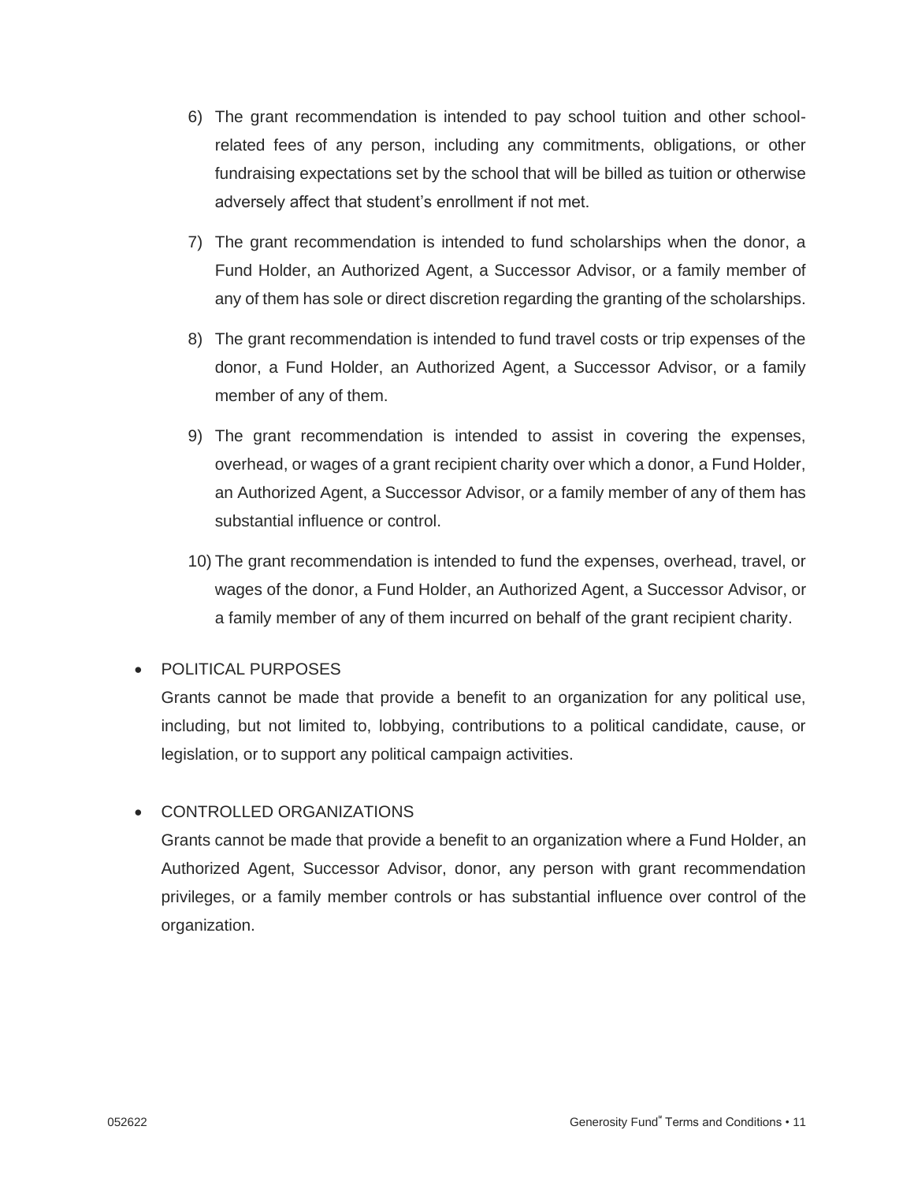6) The grant recommendation is intended to pay school tuition and other school-related fees of any person, including any commitments, obligations, or other fundraising expectations set by the school that will be billed as tuition or otherwise adversely affect that student's enrollment if not met.
7) The grant recommendation is intended to fund scholarships when the donor, a Fund Holder, an Authorized Agent, a Successor Advisor, or a family member of any of them has sole or direct discretion regarding the granting of the scholarships.
8) The grant recommendation is intended to fund travel costs or trip expenses of the donor, a Fund Holder, an Authorized Agent, a Successor Advisor, or a family member of any of them.
9) The grant recommendation is intended to assist in covering the expenses, overhead, or wages of a grant recipient charity over which a donor, a Fund Holder, an Authorized Agent, a Successor Advisor, or a family member of any of them has substantial influence or control.
10) The grant recommendation is intended to fund the expenses, overhead, travel, or wages of the donor, a Fund Holder, an Authorized Agent, a Successor Advisor, or a family member of any of them incurred on behalf of the grant recipient charity.

- POLITICAL PURPOSES

  Grants cannot be made that provide a benefit to an organization for any political use, including, but not limited to, lobbying, contributions to a political candidate, cause, or legislation, or to support any political campaign activities.

- CONTROLLED ORGANIZATIONS

  Grants cannot be made that provide a benefit to an organization where a Fund Holder, an Authorized Agent, Successor Advisor, donor, any person with grant recommendation privileges, or a family member controls or has substantial influence over control of the organization.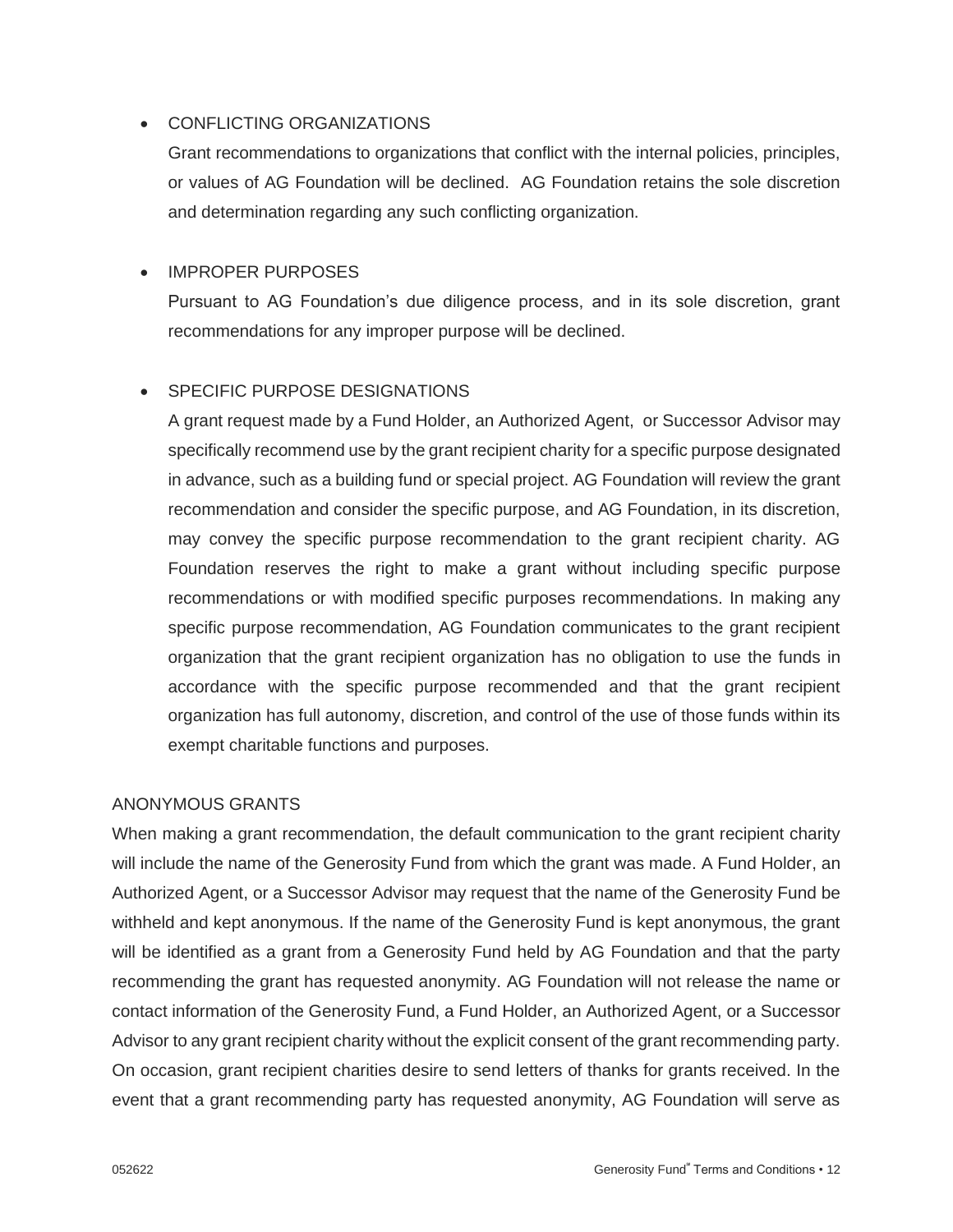- CONFLICTING ORGANIZATIONS

  Grant recommendations to organizations that conflict with the internal policies, principles, or values of AG Foundation will be declined. AG Foundation retains the sole discretion and determination regarding any such conflicting organization.

- IMPROPER PURPOSES

  Pursuant to AG Foundation's due diligence process, and in its sole discretion, grant recommendations for any improper purpose will be declined.

- SPECIFIC PURPOSE DESIGNATIONS

  A grant request made by a Fund Holder, an Authorized Agent, or Successor Advisor may specifically recommend use by the grant recipient charity for a specific purpose designated in advance, such as a building fund or special project. AG Foundation will review the grant recommendation and consider the specific purpose, and AG Foundation, in its discretion, may convey the specific purpose recommendation to the grant recipient charity. AG Foundation reserves the right to make a grant without including specific purpose recommendations or with modified specific purposes recommendations. In making any specific purpose recommendation, AG Foundation communicates to the grant recipient organization that the grant recipient organization has no obligation to use the funds in accordance with the specific purpose recommended and that the grant recipient organization has full autonomy, discretion, and control of the use of those funds within its exempt charitable functions and purposes.

ANONYMOUS GRANTS

When making a grant recommendation, the default communication to the grant recipient charity will include the name of the Generosity Fund from which the grant was made. A Fund Holder, an Authorized Agent, or a Successor Advisor may request that the name of the Generosity Fund be withheld and kept anonymous. If the name of the Generosity Fund is kept anonymous, the grant will be identified as a grant from a Generosity Fund held by AG Foundation and that the party recommending the grant has requested anonymity. AG Foundation will not release the name or contact information of the Generosity Fund, a Fund Holder, an Authorized Agent, or a Successor Advisor to any grant recipient charity without the explicit consent of the grant recommending party. On occasion, grant recipient charities desire to send letters of thanks for grants received. In the event that a grant recommending party has requested anonymity, AG Foundation will serve as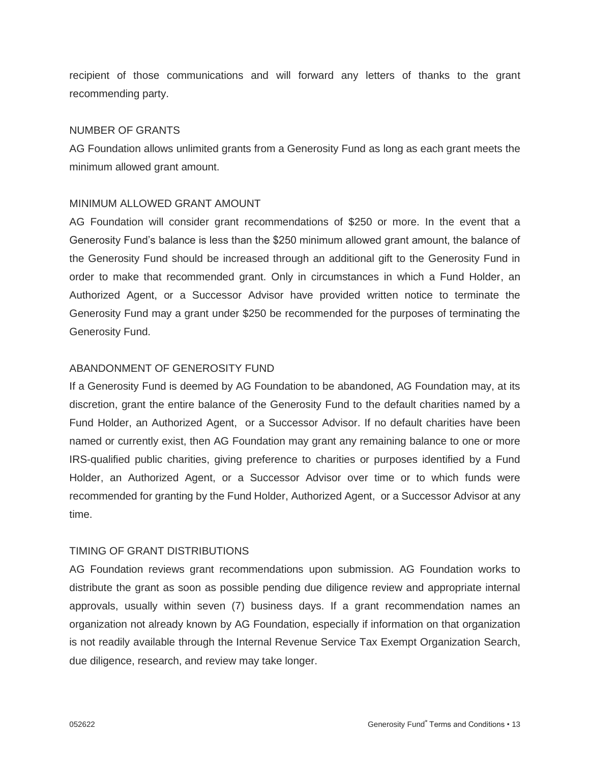recipient of those communications and will forward any letters of thanks to the grant recommending party.

## NUMBER OF GRANTS

AG Foundation allows unlimited grants from a Generosity Fund as long as each grant meets the minimum allowed grant amount.

## MINIMUM ALLOWED GRANT AMOUNT

AG Foundation will consider grant recommendations of $250 or more. In the event that a Generosity Fund's balance is less than the $250 minimum allowed grant amount, the balance of the Generosity Fund should be increased through an additional gift to the Generosity Fund in order to make that recommended grant. Only in circumstances in which a Fund Holder, an Authorized Agent, or a Successor Advisor have provided written notice to terminate the Generosity Fund may a grant under $250 be recommended for the purposes of terminating the Generosity Fund.

## ABANDONMENT OF GENEROSITY FUND

If a Generosity Fund is deemed by AG Foundation to be abandoned, AG Foundation may, at its discretion, grant the entire balance of the Generosity Fund to the default charities named by a Fund Holder, an Authorized Agent, or a Successor Advisor. If no default charities have been named or currently exist, then AG Foundation may grant any remaining balance to one or more IRS-qualified public charities, giving preference to charities or purposes identified by a Fund Holder, an Authorized Agent, or a Successor Advisor over time or to which funds were recommended for granting by the Fund Holder, Authorized Agent, or a Successor Advisor at any time.

## TIMING OF GRANT DISTRIBUTIONS

AG Foundation reviews grant recommendations upon submission. AG Foundation works to distribute the grant as soon as possible pending due diligence review and appropriate internal approvals, usually within seven (7) business days. If a grant recommendation names an organization not already known by AG Foundation, especially if information on that organization is not readily available through the Internal Revenue Service Tax Exempt Organization Search, due diligence, research, and review may take longer.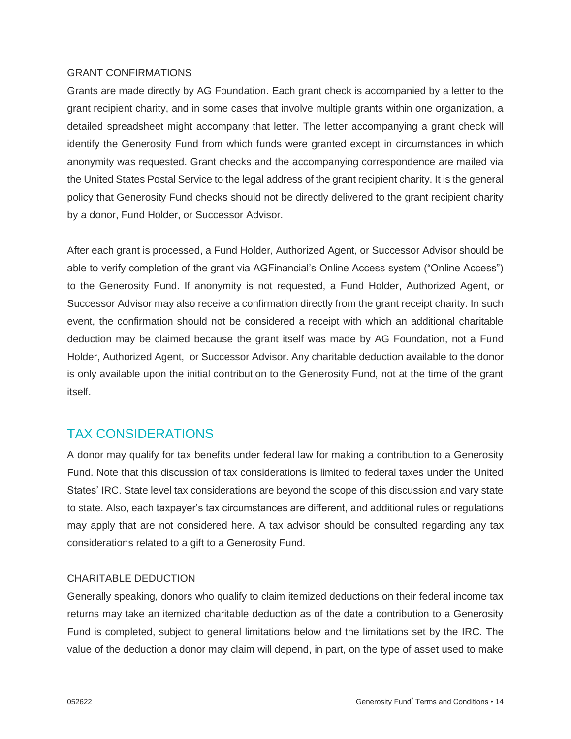### GRANT CONFIRMATIONS

Grants are made directly by AG Foundation. Each grant check is accompanied by a letter to the grant recipient charity, and in some cases that involve multiple grants within one organization, a detailed spreadsheet might accompany that letter. The letter accompanying a grant check will identify the Generosity Fund from which funds were granted except in circumstances in which anonymity was requested. Grant checks and the accompanying correspondence are mailed via the United States Postal Service to the legal address of the grant recipient charity. It is the general policy that Generosity Fund checks should not be directly delivered to the grant recipient charity by a donor, Fund Holder, or Successor Advisor.

After each grant is processed, a Fund Holder, Authorized Agent, or Successor Advisor should be able to verify completion of the grant via AGFinancial's Online Access system ("Online Access") to the Generosity Fund. If anonymity is not requested, a Fund Holder, Authorized Agent, or Successor Advisor may also receive a confirmation directly from the grant receipt charity. In such event, the confirmation should not be considered a receipt with which an additional charitable deduction may be claimed because the grant itself was made by AG Foundation, not a Fund Holder, Authorized Agent, or Successor Advisor. Any charitable deduction available to the donor is only available upon the initial contribution to the Generosity Fund, not at the time of the grant itself.

## TAX CONSIDERATIONS

A donor may qualify for tax benefits under federal law for making a contribution to a Generosity Fund. Note that this discussion of tax considerations is limited to federal taxes under the United States' IRC. State level tax considerations are beyond the scope of this discussion and vary state to state. Also, each taxpayer's tax circumstances are different, and additional rules or regulations may apply that are not considered here. A tax advisor should be consulted regarding any tax considerations related to a gift to a Generosity Fund.

### CHARITABLE DEDUCTION

Generally speaking, donors who qualify to claim itemized deductions on their federal income tax returns may take an itemized charitable deduction as of the date a contribution to a Generosity Fund is completed, subject to general limitations below and the limitations set by the IRC. The value of the deduction a donor may claim will depend, in part, on the type of asset used to make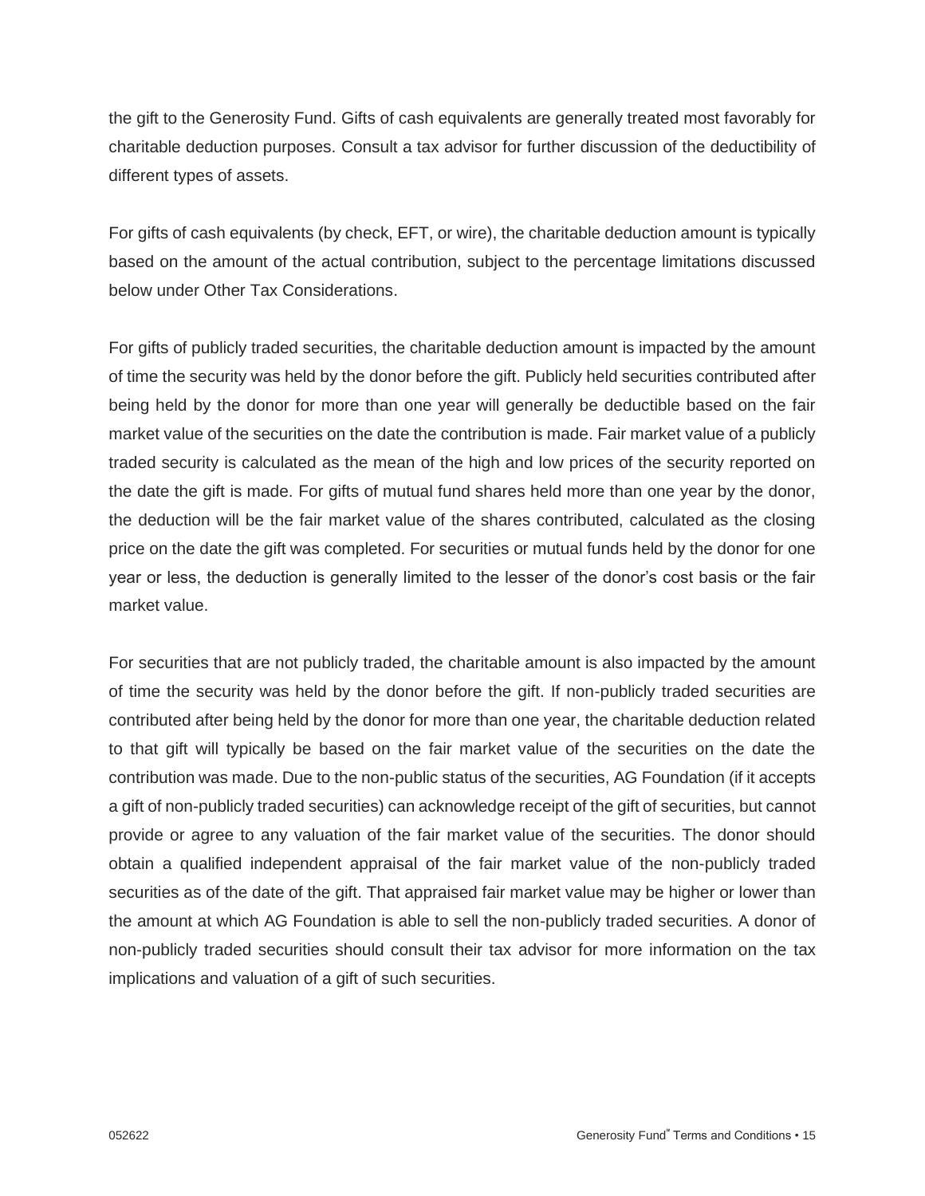the gift to the Generosity Fund. Gifts of cash equivalents are generally treated most favorably for charitable deduction purposes. Consult a tax advisor for further discussion of the deductibility of different types of assets.

For gifts of cash equivalents (by check, EFT, or wire), the charitable deduction amount is typically based on the amount of the actual contribution, subject to the percentage limitations discussed below under Other Tax Considerations.

For gifts of publicly traded securities, the charitable deduction amount is impacted by the amount of time the security was held by the donor before the gift. Publicly held securities contributed after being held by the donor for more than one year will generally be deductible based on the fair market value of the securities on the date the contribution is made. Fair market value of a publicly traded security is calculated as the mean of the high and low prices of the security reported on the date the gift is made. For gifts of mutual fund shares held more than one year by the donor, the deduction will be the fair market value of the shares contributed, calculated as the closing price on the date the gift was completed. For securities or mutual funds held by the donor for one year or less, the deduction is generally limited to the lesser of the donor's cost basis or the fair market value.

For securities that are not publicly traded, the charitable amount is also impacted by the amount of time the security was held by the donor before the gift. If non-publicly traded securities are contributed after being held by the donor for more than one year, the charitable deduction related to that gift will typically be based on the fair market value of the securities on the date the contribution was made. Due to the non-public status of the securities, AG Foundation (if it accepts a gift of non-publicly traded securities) can acknowledge receipt of the gift of securities, but cannot provide or agree to any valuation of the fair market value of the securities. The donor should obtain a qualified independent appraisal of the fair market value of the non-publicly traded securities as of the date of the gift. That appraised fair market value may be higher or lower than the amount at which AG Foundation is able to sell the non-publicly traded securities. A donor of non-publicly traded securities should consult their tax advisor for more information on the tax implications and valuation of a gift of such securities.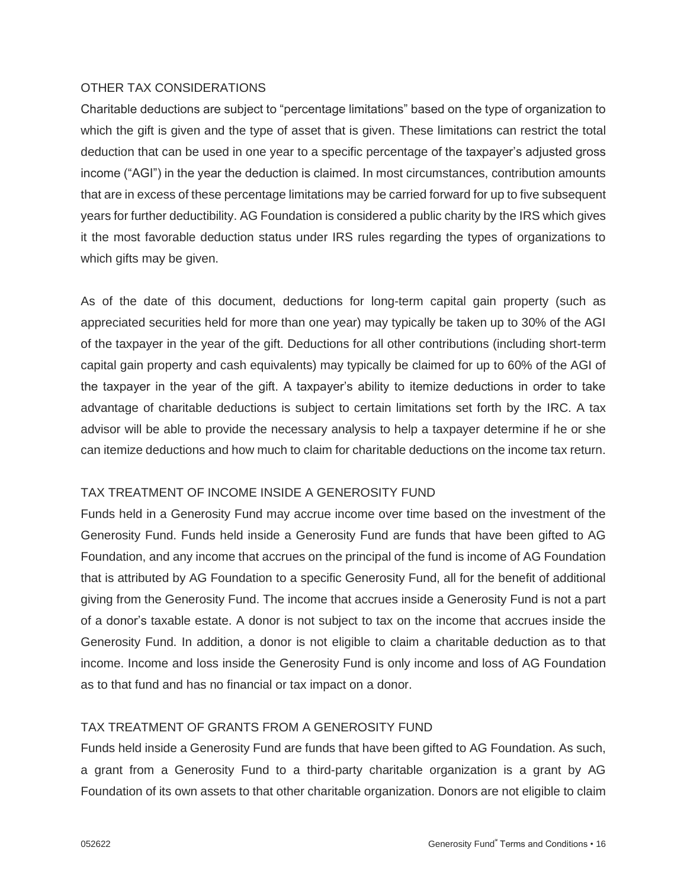## OTHER TAX CONSIDERATIONS

Charitable deductions are subject to "percentage limitations" based on the type of organization to which the gift is given and the type of asset that is given. These limitations can restrict the total deduction that can be used in one year to a specific percentage of the taxpayer's adjusted gross income ("AGI") in the year the deduction is claimed. In most circumstances, contribution amounts that are in excess of these percentage limitations may be carried forward for up to five subsequent years for further deductibility. AG Foundation is considered a public charity by the IRS which gives it the most favorable deduction status under IRS rules regarding the types of organizations to which gifts may be given.

As of the date of this document, deductions for long-term capital gain property (such as appreciated securities held for more than one year) may typically be taken up to 30% of the AGI of the taxpayer in the year of the gift. Deductions for all other contributions (including short-term capital gain property and cash equivalents) may typically be claimed for up to 60% of the AGI of the taxpayer in the year of the gift. A taxpayer's ability to itemize deductions in order to take advantage of charitable deductions is subject to certain limitations set forth by the IRC. A tax advisor will be able to provide the necessary analysis to help a taxpayer determine if he or she can itemize deductions and how much to claim for charitable deductions on the income tax return.

## TAX TREATMENT OF INCOME INSIDE A GENEROSITY FUND

Funds held in a Generosity Fund may accrue income over time based on the investment of the Generosity Fund. Funds held inside a Generosity Fund are funds that have been gifted to AG Foundation, and any income that accrues on the principal of the fund is income of AG Foundation that is attributed by AG Foundation to a specific Generosity Fund, all for the benefit of additional giving from the Generosity Fund. The income that accrues inside a Generosity Fund is not a part of a donor's taxable estate. A donor is not subject to tax on the income that accrues inside the Generosity Fund. In addition, a donor is not eligible to claim a charitable deduction as to that income. Income and loss inside the Generosity Fund is only income and loss of AG Foundation as to that fund and has no financial or tax impact on a donor.

## TAX TREATMENT OF GRANTS FROM A GENEROSITY FUND

Funds held inside a Generosity Fund are funds that have been gifted to AG Foundation. As such, a grant from a Generosity Fund to a third-party charitable organization is a grant by AG Foundation of its own assets to that other charitable organization. Donors are not eligible to claim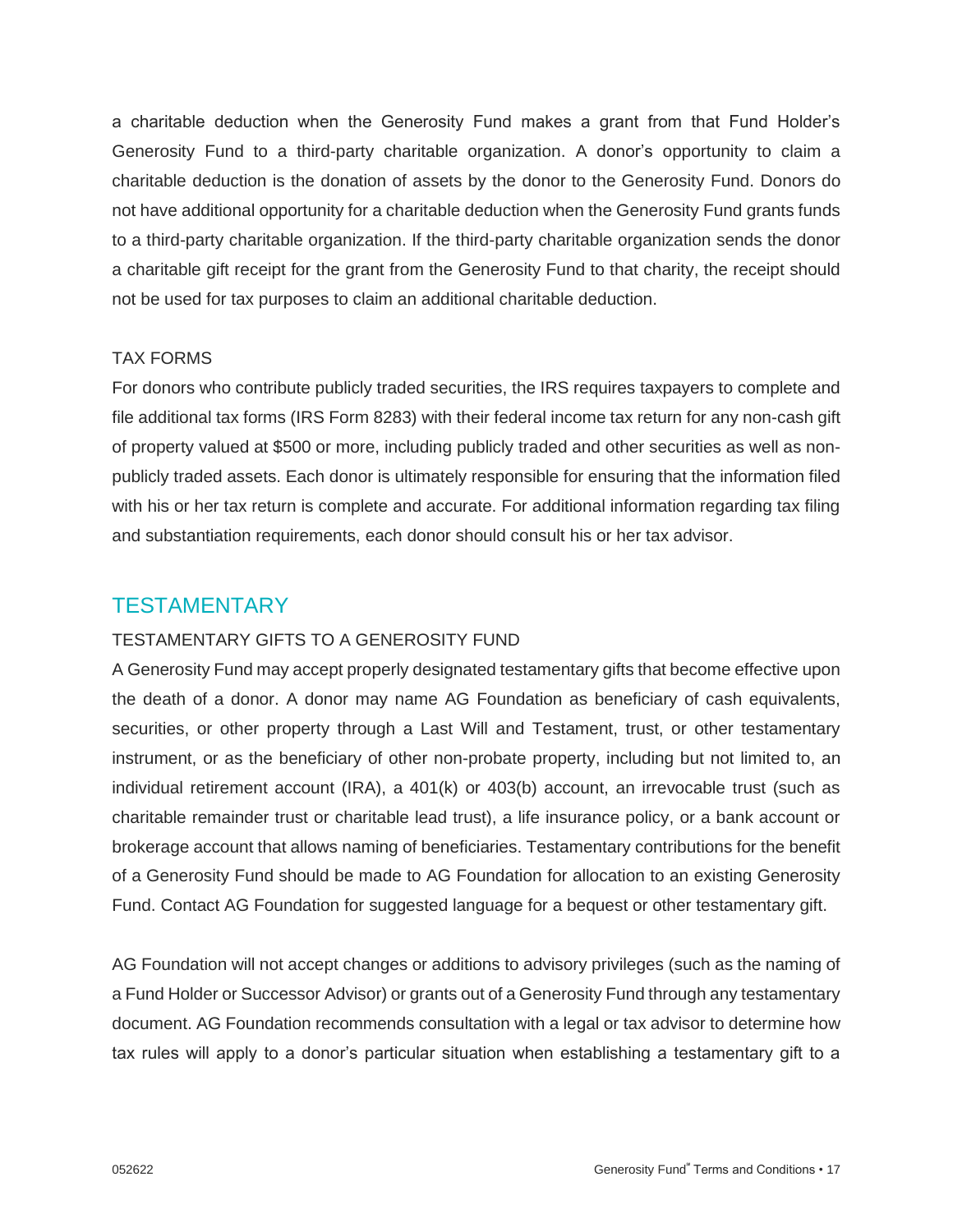a charitable deduction when the Generosity Fund makes a grant from that Fund Holder's Generosity Fund to a third-party charitable organization. A donor's opportunity to claim a charitable deduction is the donation of assets by the donor to the Generosity Fund. Donors do not have additional opportunity for a charitable deduction when the Generosity Fund grants funds to a third-party charitable organization. If the third-party charitable organization sends the donor a charitable gift receipt for the grant from the Generosity Fund to that charity, the receipt should not be used for tax purposes to claim an additional charitable deduction.

### TAX FORMS

For donors who contribute publicly traded securities, the IRS requires taxpayers to complete and file additional tax forms (IRS Form 8283) with their federal income tax return for any non-cash gift of property valued at $500 or more, including publicly traded and other securities as well as non-publicly traded assets. Each donor is ultimately responsible for ensuring that the information filed with his or her tax return is complete and accurate. For additional information regarding tax filing and substantiation requirements, each donor should consult his or her tax advisor.

## TESTAMENTARY

### TESTAMENTARY GIFTS TO A GENEROSITY FUND

A Generosity Fund may accept properly designated testamentary gifts that become effective upon the death of a donor. A donor may name AG Foundation as beneficiary of cash equivalents, securities, or other property through a Last Will and Testament, trust, or other testamentary instrument, or as the beneficiary of other non-probate property, including but not limited to, an individual retirement account (IRA), a 401(k) or 403(b) account, an irrevocable trust (such as charitable remainder trust or charitable lead trust), a life insurance policy, or a bank account or brokerage account that allows naming of beneficiaries. Testamentary contributions for the benefit of a Generosity Fund should be made to AG Foundation for allocation to an existing Generosity Fund. Contact AG Foundation for suggested language for a bequest or other testamentary gift.

AG Foundation will not accept changes or additions to advisory privileges (such as the naming of a Fund Holder or Successor Advisor) or grants out of a Generosity Fund through any testamentary document. AG Foundation recommends consultation with a legal or tax advisor to determine how tax rules will apply to a donor's particular situation when establishing a testamentary gift to a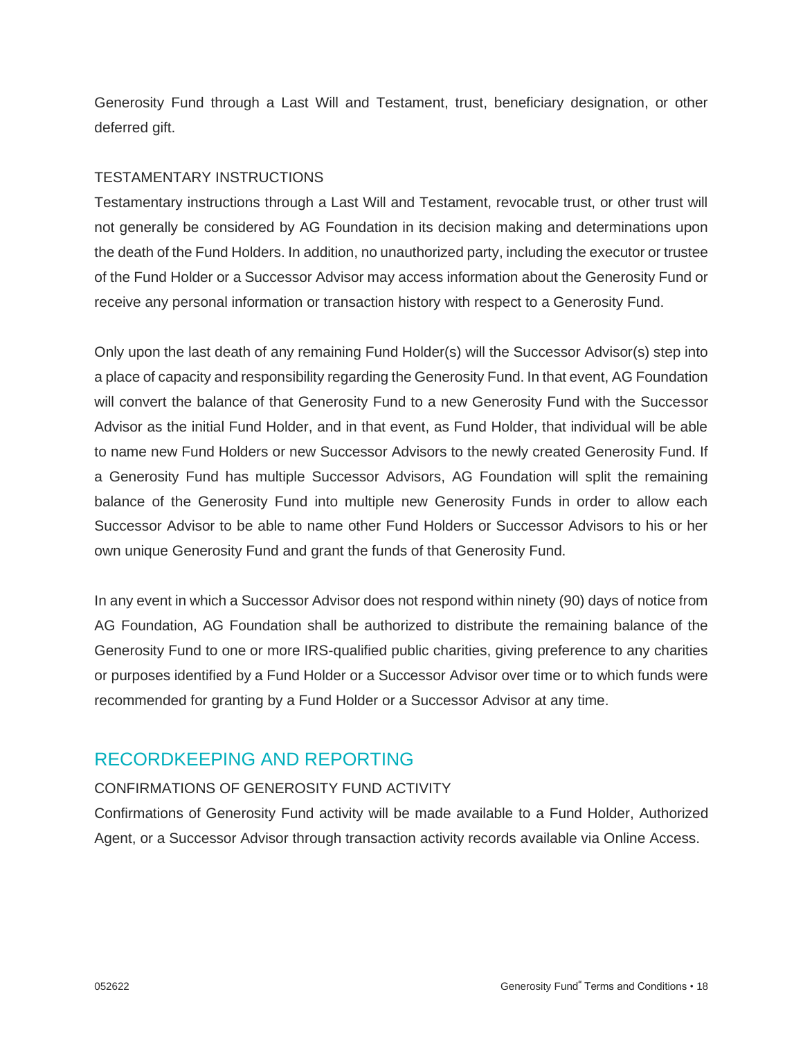Generosity Fund through a Last Will and Testament, trust, beneficiary designation, or other deferred gift.

### TESTAMENTARY INSTRUCTIONS

Testamentary instructions through a Last Will and Testament, revocable trust, or other trust will not generally be considered by AG Foundation in its decision making and determinations upon the death of the Fund Holders. In addition, no unauthorized party, including the executor or trustee of the Fund Holder or a Successor Advisor may access information about the Generosity Fund or receive any personal information or transaction history with respect to a Generosity Fund.

Only upon the last death of any remaining Fund Holder(s) will the Successor Advisor(s) step into a place of capacity and responsibility regarding the Generosity Fund. In that event, AG Foundation will convert the balance of that Generosity Fund to a new Generosity Fund with the Successor Advisor as the initial Fund Holder, and in that event, as Fund Holder, that individual will be able to name new Fund Holders or new Successor Advisors to the newly created Generosity Fund. If a Generosity Fund has multiple Successor Advisors, AG Foundation will split the remaining balance of the Generosity Fund into multiple new Generosity Funds in order to allow each Successor Advisor to be able to name other Fund Holders or Successor Advisors to his or her own unique Generosity Fund and grant the funds of that Generosity Fund.

In any event in which a Successor Advisor does not respond within ninety (90) days of notice from AG Foundation, AG Foundation shall be authorized to distribute the remaining balance of the Generosity Fund to one or more IRS-qualified public charities, giving preference to any charities or purposes identified by a Fund Holder or a Successor Advisor over time or to which funds were recommended for granting by a Fund Holder or a Successor Advisor at any time.

## RECORDKEEPING AND REPORTING

### CONFIRMATIONS OF GENEROSITY FUND ACTIVITY

Confirmations of Generosity Fund activity will be made available to a Fund Holder, Authorized Agent, or a Successor Advisor through transaction activity records available via Online Access.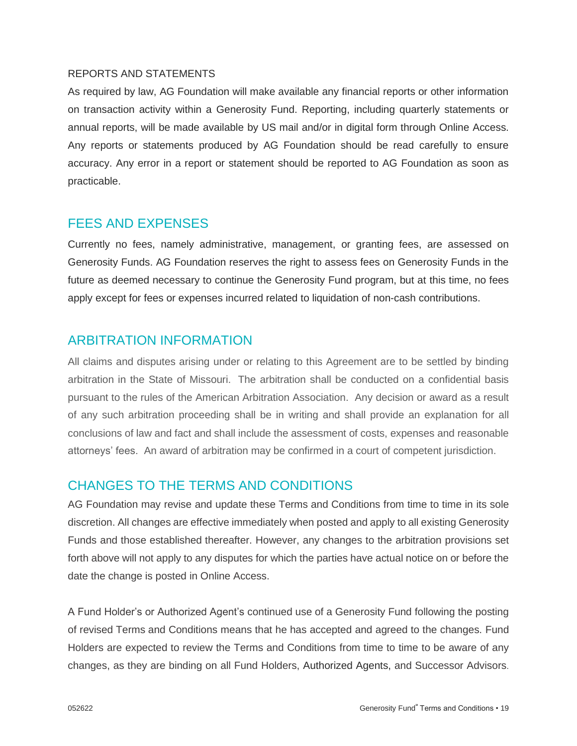### REPORTS AND STATEMENTS

As required by law, AG Foundation will make available any financial reports or other information on transaction activity within a Generosity Fund. Reporting, including quarterly statements or annual reports, will be made available by US mail and/or in digital form through Online Access. Any reports or statements produced by AG Foundation should be read carefully to ensure accuracy. Any error in a report or statement should be reported to AG Foundation as soon as practicable.

## FEES AND EXPENSES

Currently no fees, namely administrative, management, or granting fees, are assessed on Generosity Funds. AG Foundation reserves the right to assess fees on Generosity Funds in the future as deemed necessary to continue the Generosity Fund program, but at this time, no fees apply except for fees or expenses incurred related to liquidation of non-cash contributions.

## ARBITRATION INFORMATION

All claims and disputes arising under or relating to this Agreement are to be settled by binding arbitration in the State of Missouri. The arbitration shall be conducted on a confidential basis pursuant to the rules of the American Arbitration Association. Any decision or award as a result of any such arbitration proceeding shall be in writing and shall provide an explanation for all conclusions of law and fact and shall include the assessment of costs, expenses and reasonable attorneys' fees. An award of arbitration may be confirmed in a court of competent jurisdiction.

## CHANGES TO THE TERMS AND CONDITIONS

AG Foundation may revise and update these Terms and Conditions from time to time in its sole discretion. All changes are effective immediately when posted and apply to all existing Generosity Funds and those established thereafter. However, any changes to the arbitration provisions set forth above will not apply to any disputes for which the parties have actual notice on or before the date the change is posted in Online Access.

A Fund Holder's or Authorized Agent's continued use of a Generosity Fund following the posting of revised Terms and Conditions means that he has accepted and agreed to the changes. Fund Holders are expected to review the Terms and Conditions from time to time to be aware of any changes, as they are binding on all Fund Holders, Authorized Agents, and Successor Advisors.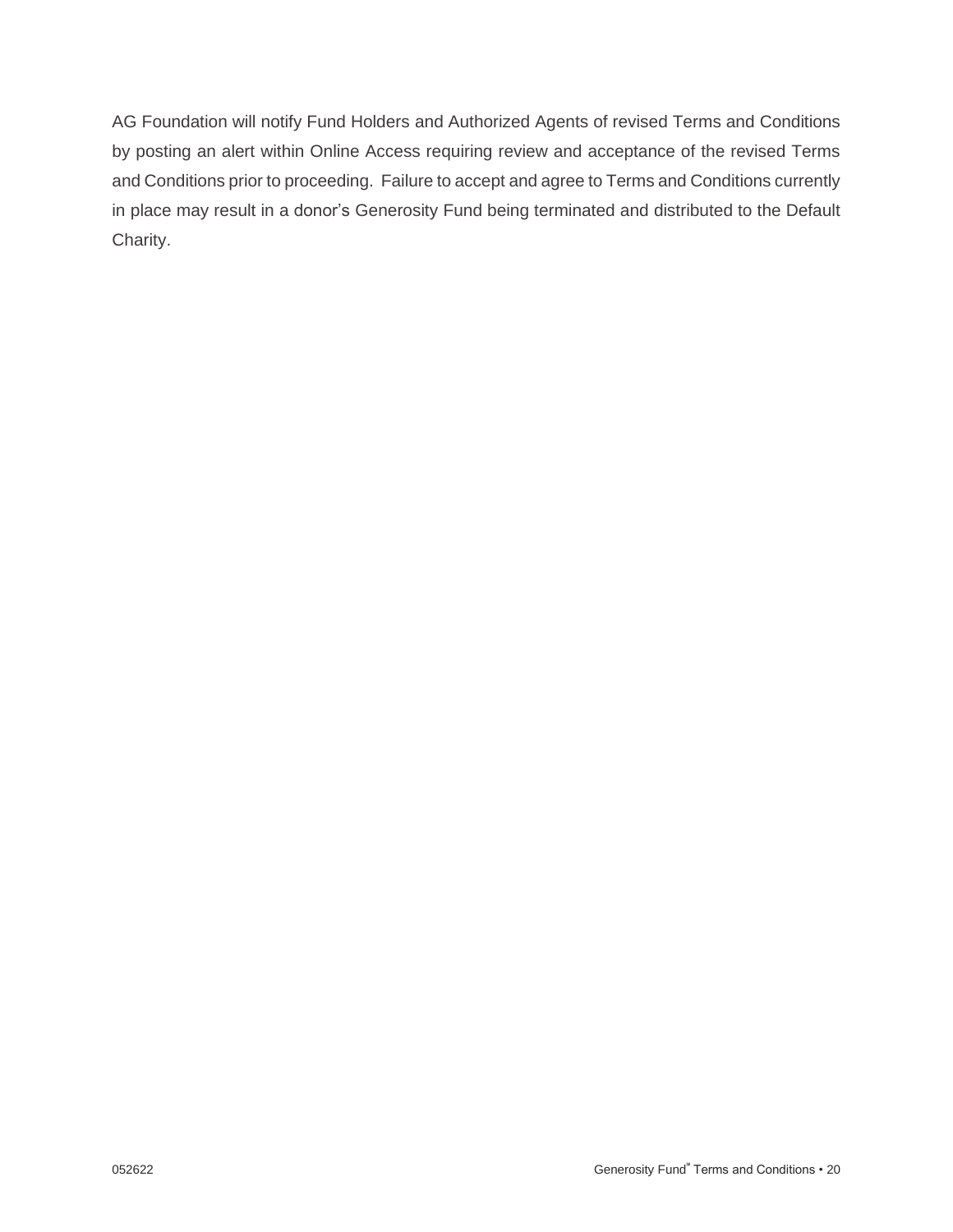AG Foundation will notify Fund Holders and Authorized Agents of revised Terms and Conditions by posting an alert within Online Access requiring review and acceptance of the revised Terms and Conditions prior to proceeding. Failure to accept and agree to Terms and Conditions currently in place may result in a donor's Generosity Fund being terminated and distributed to the Default Charity.